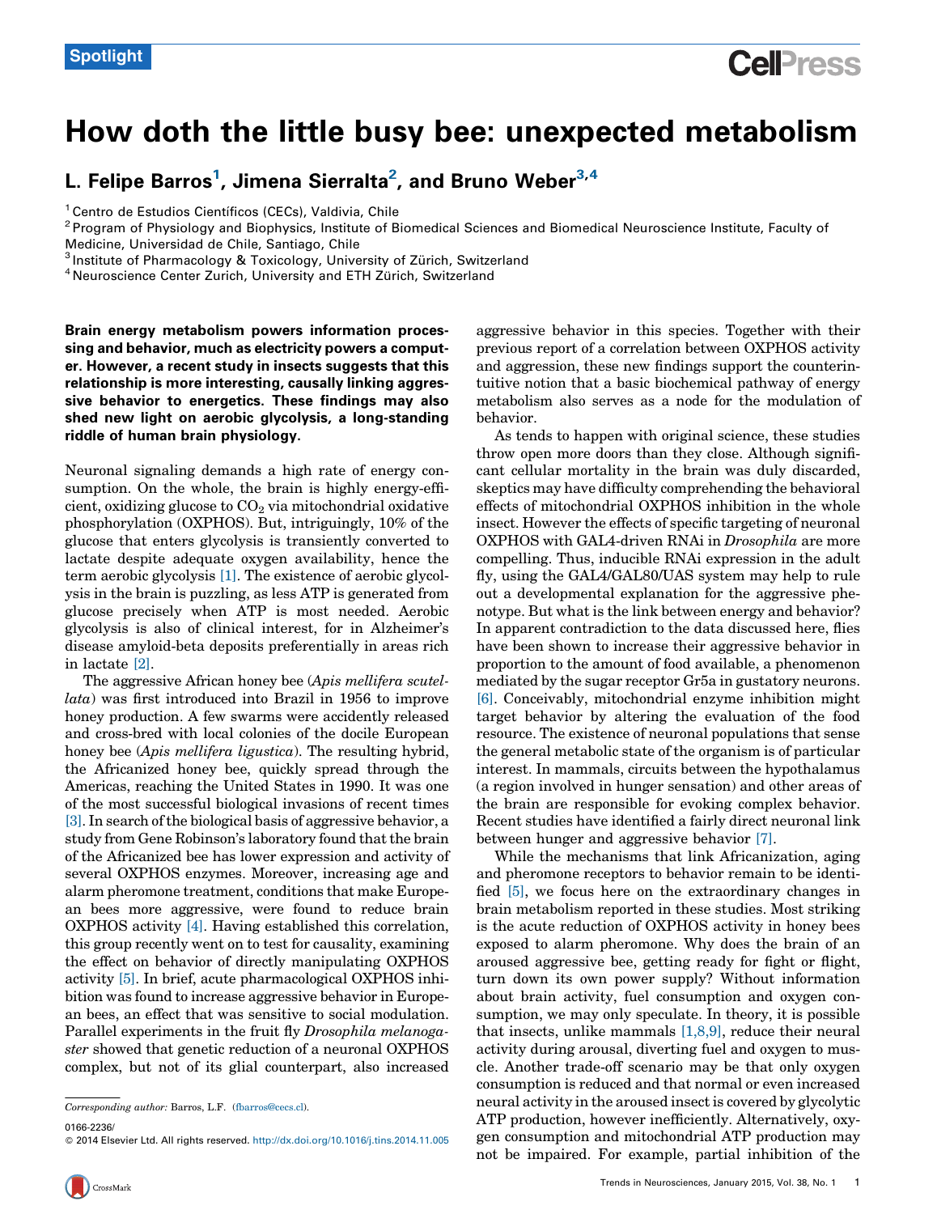Spotlight

# How doth the little busy bee: unexpected metabolism

## L. Felipe Barros[1], Jimena Sierralta[2], and Bruno Weber[3,4]

[1] Centro de Estudios Científicos (CECs), Valdivia, Chile
[2] Program of Physiology and Biophysics, Institute of Biomedical Sciences and Biomedical Neuroscience Institute, Faculty of Medicine, Universidad de Chile, Santiago, Chile
[3] Institute of Pharmacology & Toxicology, University of Zürich, Switzerland
[4] Neuroscience Center Zurich, University and ETH Zürich, Switzerland

**Brain energy metabolism powers information processing and behavior, much as electricity powers a computer. However, a recent study in insects suggests that this relationship is more interesting, causally linking aggressive behavior to energetics. These findings may also shed new light on aerobic glycolysis, a long-standing riddle of human brain physiology.**

Neuronal signaling demands a high rate of energy consumption. On the whole, the brain is highly energy-efficient, oxidizing glucose to $CO_2$ via mitochondrial oxidative phosphorylation (OXPHOS). But, intriguingly, 10% of the glucose that enters glycolysis is transiently converted to lactate despite adequate oxygen availability, hence the term aerobic glycolysis [1]. The existence of aerobic glycolysis in the brain is puzzling, as less ATP is generated from glucose precisely when ATP is most needed. Aerobic glycolysis is also of clinical interest, for in Alzheimer's disease amyloid-beta deposits preferentially in areas rich in lactate [2].

The aggressive African honey bee (*Apis mellifera scutellata*) was first introduced into Brazil in 1956 to improve honey production. A few swarms were accidently released and cross-bred with local colonies of the docile European honey bee (*Apis mellifera ligustica*). The resulting hybrid, the Africanized honey bee, quickly spread through the Americas, reaching the United States in 1990. It was one of the most successful biological invasions of recent times [3]. In search of the biological basis of aggressive behavior, a study from Gene Robinson's laboratory found that the brain of the Africanized bee has lower expression and activity of several OXPHOS enzymes. Moreover, increasing age and alarm pheromone treatment, conditions that make European bees more aggressive, were found to reduce brain OXPHOS activity [4]. Having established this correlation, this group recently went on to test for causality, examining the effect on behavior of directly manipulating OXPHOS activity [5]. In brief, acute pharmacological OXPHOS inhibition was found to increase aggressive behavior in European bees, an effect that was sensitive to social modulation. Parallel experiments in the fruit fly *Drosophila melanogaster* showed that genetic reduction of a neuronal OXPHOS complex, but not of its glial counterpart, also increased aggressive behavior in this species. Together with their previous report of a correlation between OXPHOS activity and aggression, these new findings support the counterintuitive notion that a basic biochemical pathway of energy metabolism also serves as a node for the modulation of behavior.

As tends to happen with original science, these studies throw open more doors than they close. Although significant cellular mortality in the brain was duly discarded, skeptics may have difficulty comprehending the behavioral effects of mitochondrial OXPHOS inhibition in the whole insect. However the effects of specific targeting of neuronal OXPHOS with GAL4-driven RNAi in *Drosophila* are more compelling. Thus, inducible RNAi expression in the adult fly, using the GAL4/GAL80/UAS system may help to rule out a developmental explanation for the aggressive phenotype. But what is the link between energy and behavior? In apparent contradiction to the data discussed here, flies have been shown to increase their aggressive behavior in proportion to the amount of food available, a phenomenon mediated by the sugar receptor Gr5a in gustatory neurons. [6]. Conceivably, mitochondrial enzyme inhibition might target behavior by altering the evaluation of the food resource. The existence of neuronal populations that sense the general metabolic state of the organism is of particular interest. In mammals, circuits between the hypothalamus (a region involved in hunger sensation) and other areas of the brain are responsible for evoking complex behavior. Recent studies have identified a fairly direct neuronal link between hunger and aggressive behavior [7].

While the mechanisms that link Africanization, aging and pheromone receptors to behavior remain to be identified [5], we focus here on the extraordinary changes in brain metabolism reported in these studies. Most striking is the acute reduction of OXPHOS activity in honey bees exposed to alarm pheromone. Why does the brain of an aroused aggressive bee, getting ready for fight or flight, turn down its own power supply? Without information about brain activity, fuel consumption and oxygen consumption, we may only speculate. In theory, it is possible that insects, unlike mammals [1,8,9], reduce their neural activity during arousal, diverting fuel and oxygen to muscle. Another trade-off scenario may be that only oxygen consumption is reduced and that normal or even increased neural activity in the aroused insect is covered by glycolytic ATP production, however inefficiently. Alternatively, oxygen consumption and mitochondrial ATP production may not be impaired. For example, partial inhibition of the

*Corresponding author:* Barros, L.F. (fbarros@cecs.cl).

0166-2236/
© 2014 Elsevier Ltd. All rights reserved. http://dx.doi.org/10.1016/j.tins.2014.11.005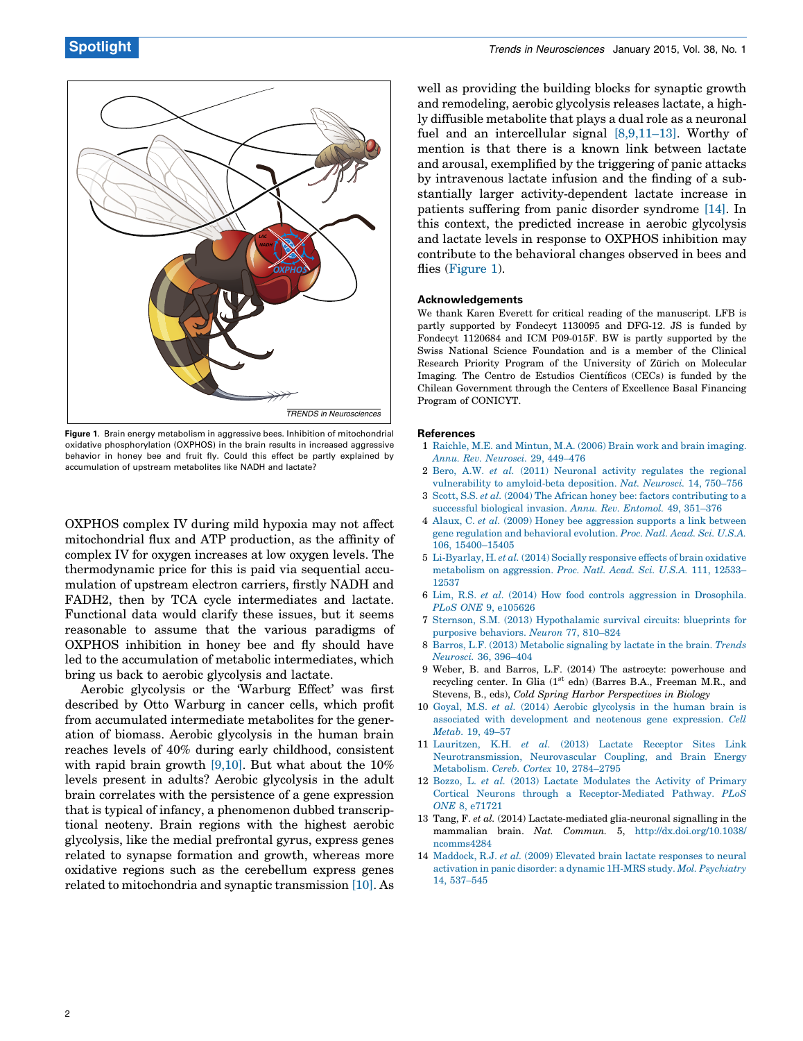**Figure 1.** Brain energy metabolism in aggressive bees. Inhibition of mitochondrial oxidative phosphorylation (OXPHOS) in the brain results in increased aggressive behavior in honey bee and fruit fly. Could this effect be partly explained by accumulation of upstream metabolites like NADH and lactate?

OXPHOS complex IV during mild hypoxia may not affect mitochondrial flux and ATP production, as the affinity of complex IV for oxygen increases at low oxygen levels. The thermodynamic price for this is paid via sequential accumulation of upstream electron carriers, firstly NADH and FADH2, then by TCA cycle intermediates and lactate. Functional data would clarify these issues, but it seems reasonable to assume that the various paradigms of OXPHOS inhibition in honey bee and fly should have led to the accumulation of metabolic intermediates, which bring us back to aerobic glycolysis and lactate.

Aerobic glycolysis or the 'Warburg Effect' was first described by Otto Warburg in cancer cells, which profit from accumulated intermediate metabolites for the generation of biomass. Aerobic glycolysis in the human brain reaches levels of 40% during early childhood, consistent with rapid brain growth [9,10]. But what about the 10% levels present in adults? Aerobic glycolysis in the adult brain correlates with the persistence of a gene expression that is typical of infancy, a phenomenon dubbed transcriptional neoteny. Brain regions with the highest aerobic glycolysis, like the medial prefrontal gyrus, express genes related to synapse formation and growth, whereas more oxidative regions such as the cerebellum express genes related to mitochondria and synaptic transmission [10]. As well as providing the building blocks for synaptic growth and remodeling, aerobic glycolysis releases lactate, a highly diffusible metabolite that plays a dual role as a neuronal fuel and an intercellular signal [8,9,11–13]. Worthy of mention is that there is a known link between lactate and arousal, exemplified by the triggering of panic attacks by intravenous lactate infusion and the finding of a substantially larger activity-dependent lactate increase in patients suffering from panic disorder syndrome [14]. In this context, the predicted increase in aerobic glycolysis and lactate levels in response to OXPHOS inhibition may contribute to the behavioral changes observed in bees and flies (Figure 1).

## Acknowledgements

We thank Karen Everett for critical reading of the manuscript. LFB is partly supported by Fondecyt 1130095 and DFG-12. JS is funded by Fondecyt 1120684 and ICM P09-015F. BW is partly supported by the Swiss National Science Foundation and is a member of the Clinical Research Priority Program of the University of Zürich on Molecular Imaging. The Centro de Estudios Científicos (CECs) is funded by the Chilean Government through the Centers of Excellence Basal Financing Program of CONICYT.

## References

1. Raichle, M.E. and Mintun, M.A. (2006) Brain work and brain imaging. *Annu. Rev. Neurosci.* 29, 449–476
2. Bero, A.W. *et al.* (2011) Neuronal activity regulates the regional vulnerability to amyloid-beta deposition. *Nat. Neurosci.* 14, 750–756
3. Scott, S.S. *et al.* (2004) The African honey bee: factors contributing to a successful biological invasion. *Annu. Rev. Entomol.* 49, 351–376
4. Alaux, C. *et al.* (2009) Honey bee aggression supports a link between gene regulation and behavioral evolution. *Proc. Natl. Acad. Sci. U.S.A.* 106, 15400–15405
5. Li-Byarlay, H. *et al.* (2014) Socially responsive effects of brain oxidative metabolism on aggression. *Proc. Natl. Acad. Sci. U.S.A.* 111, 12533–12537
6. Lim, R.S. *et al.* (2014) How food controls aggression in Drosophila. *PLoS ONE* 9, e105626
7. Sternson, S.M. (2013) Hypothalamic survival circuits: blueprints for purposive behaviors. *Neuron* 77, 810–824
8. Barros, L.F. (2013) Metabolic signaling by lactate in the brain. *Trends Neurosci.* 36, 396–404
9. Weber, B. and Barros, L.F. (2014) The astrocyte: powerhouse and recycling center. In Glia (1st edn) (Barres B.A., Freeman M.R., and Stevens, B., eds), *Cold Spring Harbor Perspectives in Biology*
10. Goyal, M.S. *et al.* (2014) Aerobic glycolysis in the human brain is associated with development and neotenous gene expression. *Cell Metab.* 19, 49–57
11. Lauritzen, K.H. *et al.* (2013) Lactate Receptor Sites Link Neurotransmission, Neurovascular Coupling, and Brain Energy Metabolism. *Cereb. Cortex* 10, 2784–2795
12. Bozzo, L. *et al.* (2013) Lactate Modulates the Activity of Primary Cortical Neurons through a Receptor-Mediated Pathway. *PLoS ONE* 8, e71721
13. Tang, F. *et al.* (2014) Lactate-mediated glia-neuronal signalling in the mammalian brain. *Nat. Commun.* 5, http://dx.doi.org/10.1038/ncomms4284
14. Maddock, R.J. *et al.* (2009) Elevated brain lactate responses to neural activation in panic disorder: a dynamic 1H-MRS study. *Mol. Psychiatry* 14, 537–545